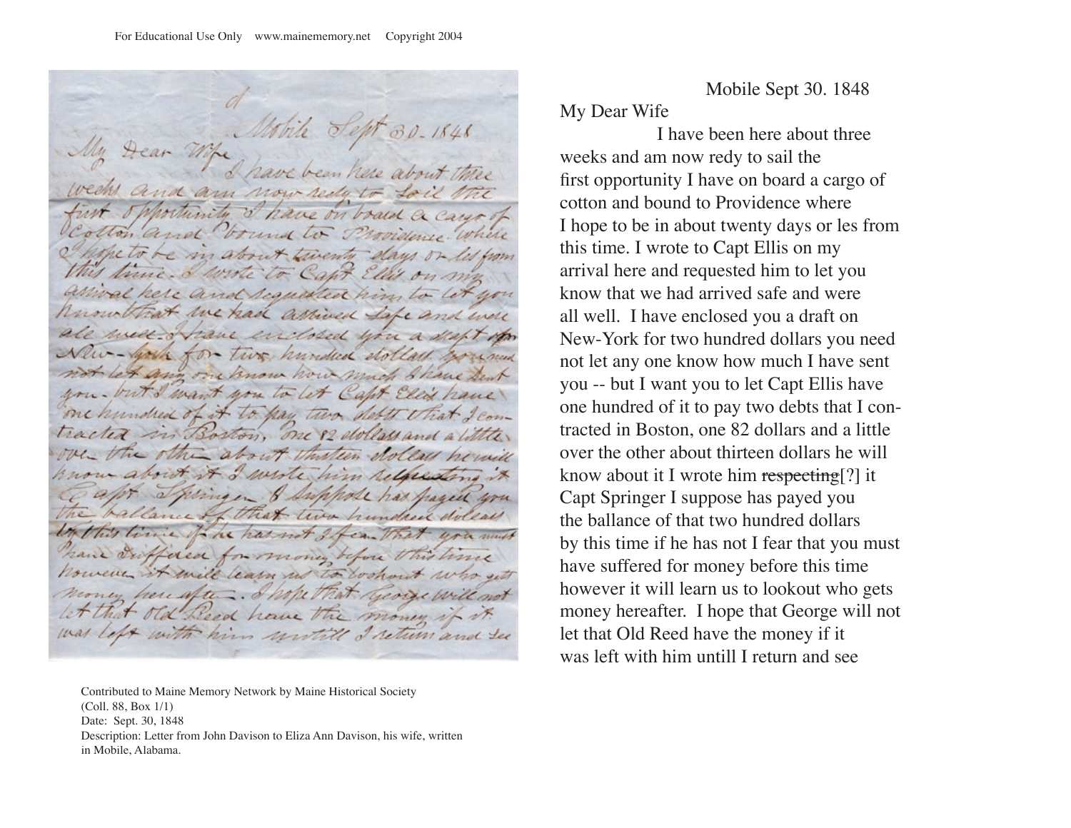Mobile Sept 30. 1848

My Dear Wife

I have been here about three weeks and am now redy to sail the first opportunity I have on board a cargo of cotton and bound to Providence where I hope to be in about twenty days or les from this time. I wrote to Capt Ellis on my arrival here and requested him to let you know that we had arrived safe and were all well. I have enclosed you a draft on New-York for two hundred dollars you need not let any one know how much I have sent you -- but I want you to let Capt Ellis have one hundred of it to pay two debts that I contracted in Boston, one 82 dollars and a little over the other about thirteen dollars he will know about it I wrote him ~~respecting~~[?] it Capt Springer I suppose has payed you the ballance of that two hundred dollars by this time if he has not I fear that you must have suffered for money before this time however it will learn us to lookout who gets money hereafter. I hope that George will not let that Old Reed have the money if it was left with him untill I return and see

Contributed to Maine Memory Network by Maine Historical Society (Coll. 88, Box 1/1)
Date: Sept. 30, 1848
Description: Letter from John Davison to Eliza Ann Davison, his wife, written in Mobile, Alabama.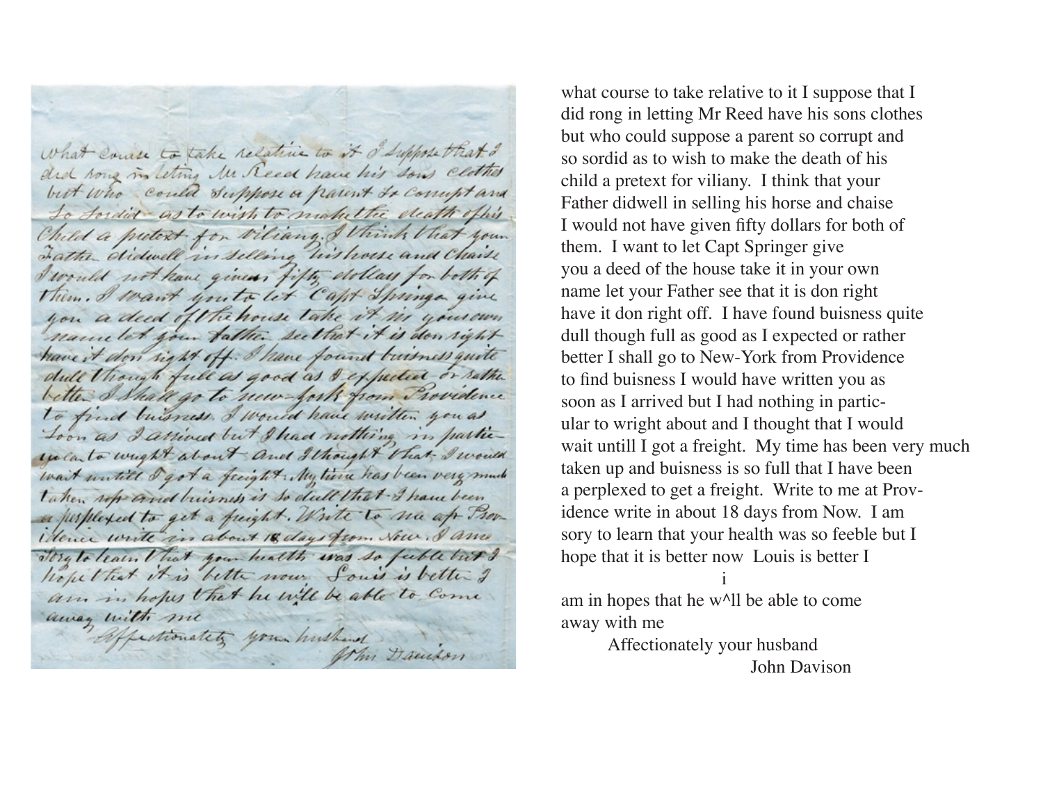what course to take relative to it I suppose that I did rong in letting Mr Reed have his sons clothes but who could suppose a parent so corrupt and so sordid as to wish to make the death of his child a pretext for viliany. I think that your Father didwell in selling his horse and chaise I would not have given fifty dollars for both of them. I want to let Capt Springer give you a deed of the house take it in your own name let your Father see that it is don right have it don right off. I have found buisness quite dull though full as good as I expected or rather better I shall go to New-York from Providence to find buisness I would have written you as soon as I arrived but I had nothing in particular to wright about and I thought that I would wait untill I got a freight. My time has been very much taken up and buisness is so full that I have been a perplexed to get a freight. Write to me at Providence write in about 18 days from Now. I am sory to learn that your health was so feeble but I hope that it is better now Louis is better I am in hopes that he w^i^ll be able to come away with me

Affectionately your husband

John Davison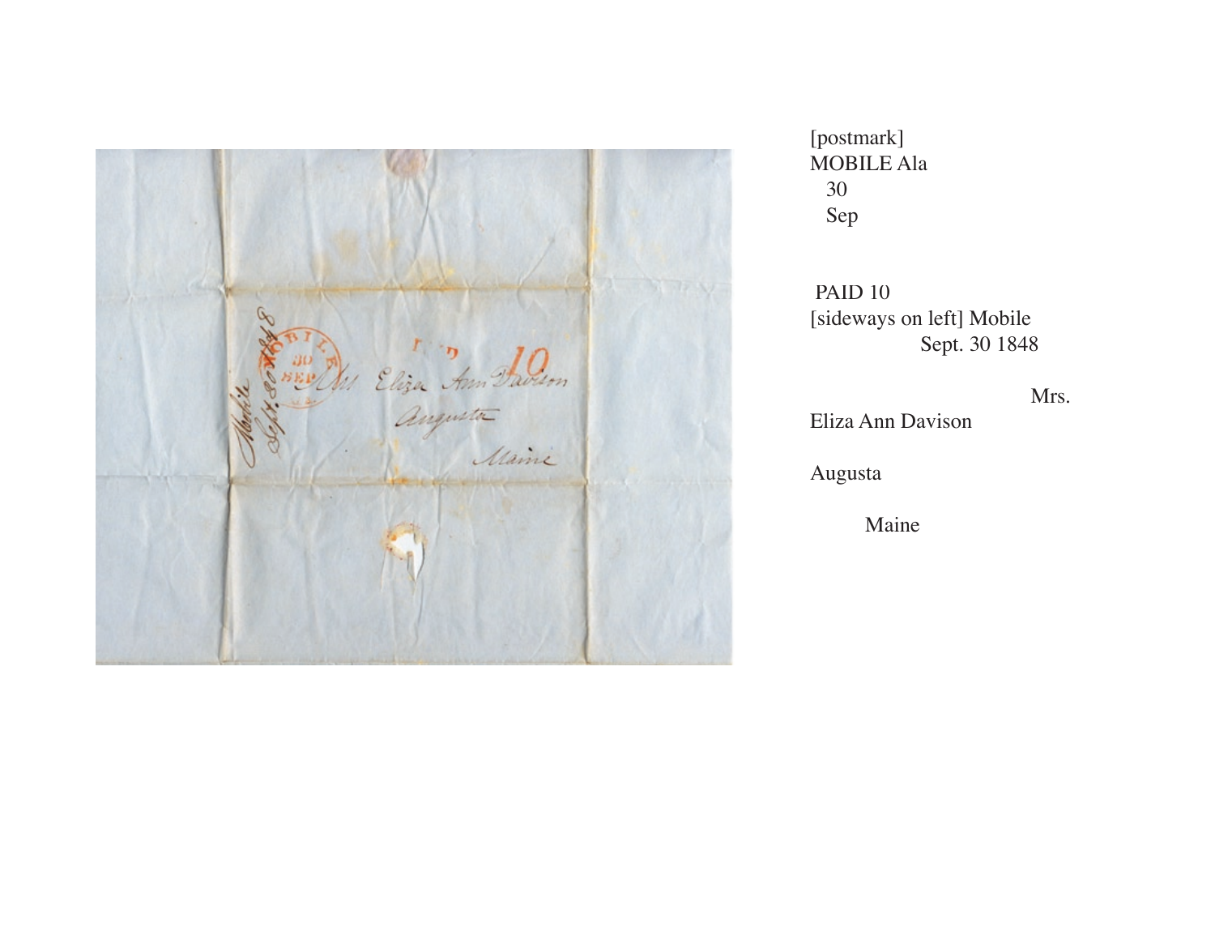[postmark]
MOBILE Ala
30
Sep

PAID 10
[sideways on left] Mobile
Sept. 30 1848

Mrs.
Eliza Ann Davison

Augusta

Maine